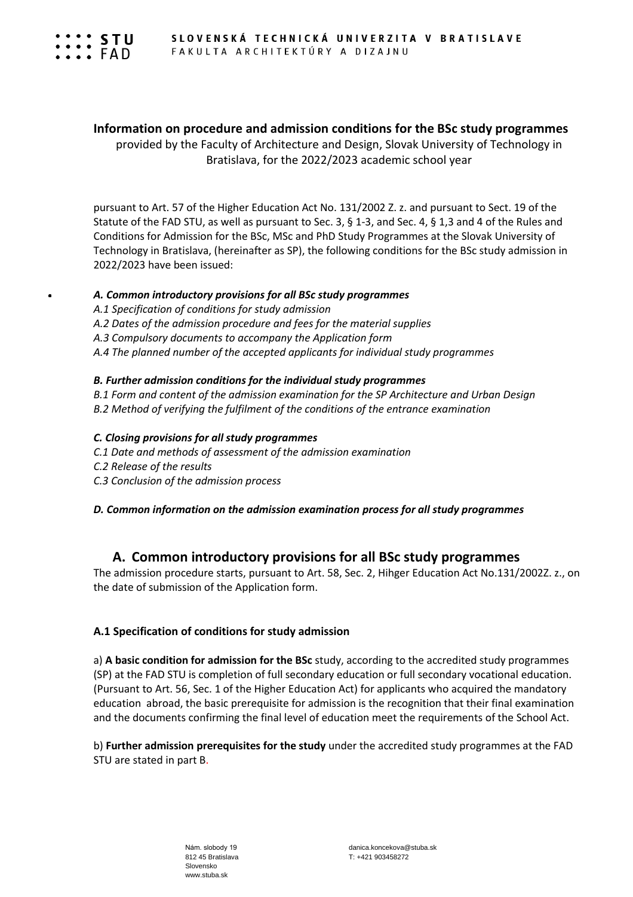**Information on procedure and admission conditions for the BSc study programmes**

provided by the Faculty of Architecture and Design, Slovak University of Technology in Bratislava, for the 2022/2023 academic school year

pursuant to Art. 57 of the Higher Education Act No. 131/2002 Z. z. and pursuant to Sect. 19 of the Statute of the FAD STU, as well as pursuant to Sec. 3, § 1-3, and Sec. 4, § 1,3 and 4 of the Rules and Conditions for Admission for the BSc, MSc and PhD Study Programmes at the Slovak University of Technology in Bratislava, (hereinafter as SP), the following conditions for the BSc study admission in 2022/2023 have been issued:

***A. Common introductory provisions for all BSc study programmes***

*A.1 Specification of conditions for study admission*
*A.2 Dates of the admission procedure and fees for the material supplies*
*A.3 Compulsory documents to accompany the Application form*
*A.4 The planned number of the accepted applicants for individual study programmes*

***B. Further admission conditions for the individual study programmes***

*B.1 Form and content of the admission examination for the SP Architecture and Urban Design*
*B.2 Method of verifying the fulfilment of the conditions of the entrance examination*

***C. Closing provisions for all study programmes***

*C.1 Date and methods of assessment of the admission examination*
*C.2 Release of the results*
*C.3 Conclusion of the admission process*

***D. Common information on the admission examination process for all study programmes***

## A. Common introductory provisions for all BSc study programmes

The admission procedure starts, pursuant to Art. 58, Sec. 2, Hihger Education Act No.131/2002Z. z., on the date of submission of the Application form.

### A.1 Specification of conditions for study admission

a) **A basic condition for admission for the BSc** study, according to the accredited study programmes (SP) at the FAD STU is completion of full secondary education or full secondary vocational education. (Pursuant to Art. 56, Sec. 1 of the Higher Education Act) for applicants who acquired the mandatory education abroad, the basic prerequisite for admission is the recognition that their final examination and the documents confirming the final level of education meet the requirements of the School Act.

b) **Further admission prerequisites for the study** under the accredited study programmes at the FAD STU are stated in part B.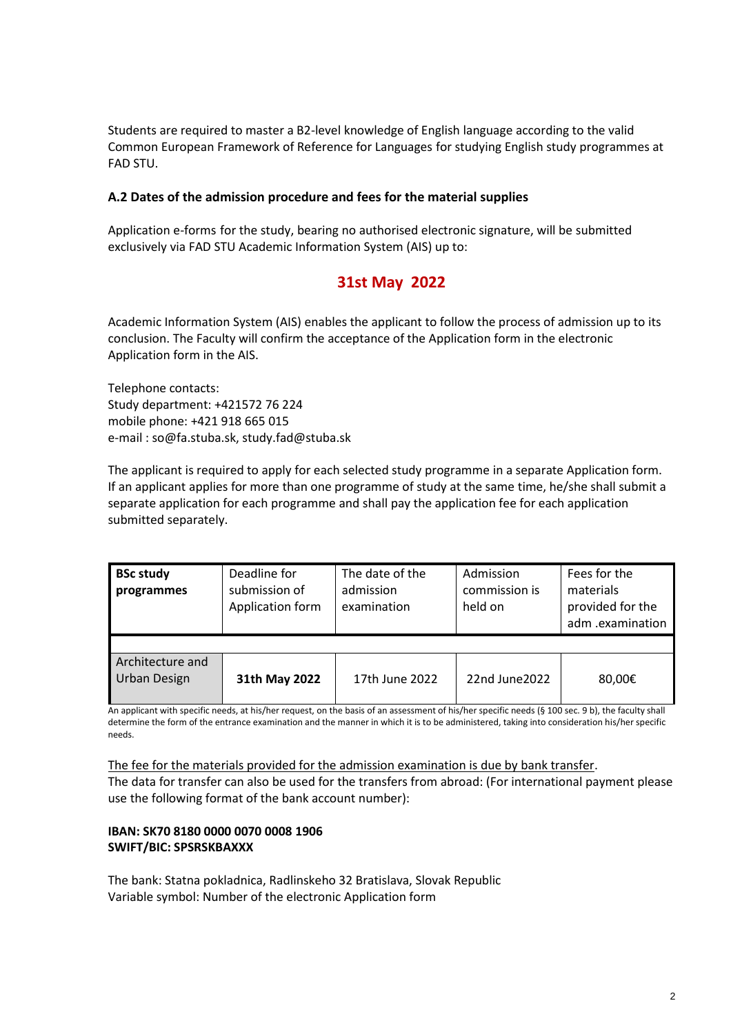Students are required to master a B2-level knowledge of English language according to the valid Common European Framework of Reference for Languages for studying English study programmes at FAD STU.

### A.2 Dates of the admission procedure and fees for the material supplies

Application e-forms for the study, bearing no authorised electronic signature, will be submitted exclusively via FAD STU Academic Information System (AIS) up to:

**31st May 2022**

Academic Information System (AIS) enables the applicant to follow the process of admission up to its conclusion. The Faculty will confirm the acceptance of the Application form in the electronic Application form in the AIS.

Telephone contacts:
Study department: +421572 76 224
mobile phone: +421 918 665 015
e-mail : so@fa.stuba.sk, study.fad@stuba.sk

The applicant is required to apply for each selected study programme in a separate Application form. If an applicant applies for more than one programme of study at the same time, he/she shall submit a separate application for each programme and shall pay the application fee for each application submitted separately.

| **BSc study programmes** | Deadline for submission of Application form | The date of the admission examination | Admission commission is held on | Fees for the materials provided for the adm .examination |
|---|---|---|---|---|
| | | | | |
| Architecture and Urban Design | **31th May 2022** | 17th June 2022 | 22nd June2022 | 80,00€ |

An applicant with specific needs, at his/her request, on the basis of an assessment of his/her specific needs (§ 100 sec. 9 b), the faculty shall determine the form of the entrance examination and the manner in which it is to be administered, taking into consideration his/her specific needs.

The fee for the materials provided for the admission examination is due by bank transfer.
The data for transfer can also be used for the transfers from abroad: (For international payment please use the following format of the bank account number):

**IBAN: SK70 8180 0000 0070 0008 1906**
**SWIFT/BIC: SPSRSKBAXXX**

The bank: Statna pokladnica, Radlinskeho 32 Bratislava, Slovak Republic
Variable symbol: Number of the electronic Application form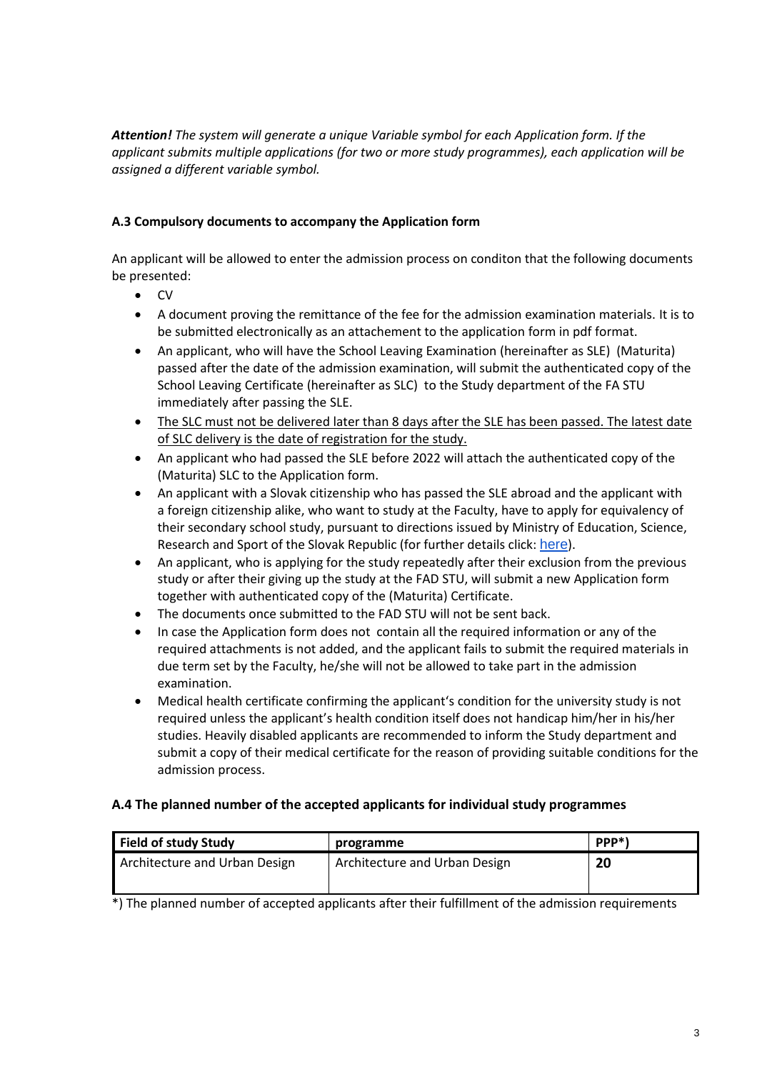***Attention!*** *The system will generate a unique Variable symbol for each Application form. If the applicant submits multiple applications (for two or more study programmes), each application will be assigned a different variable symbol.*

**A.3 Compulsory documents to accompany the Application form**

An applicant will be allowed to enter the admission process on conditon that the following documents be presented:

- CV
- A document proving the remittance of the fee for the admission examination materials. It is to be submitted electronically as an attachement to the application form in pdf format.
- An applicant, who will have the School Leaving Examination (hereinafter as SLE) (Maturita) passed after the date of the admission examination, will submit the authenticated copy of the School Leaving Certificate (hereinafter as SLC) to the Study department of the FA STU immediately after passing the SLE.
- <u>The SLC must not be delivered later than 8 days after the SLE has been passed. The latest date of SLC delivery is the date of registration for the study.</u>
- An applicant who had passed the SLE before 2022 will attach the authenticated copy of the (Maturita) SLC to the Application form.
- An applicant with a Slovak citizenship who has passed the SLE abroad and the applicant with a foreign citizenship alike, who want to study at the Faculty, have to apply for equivalency of their secondary school study, pursuant to directions issued by Ministry of Education, Science, Research and Sport of the Slovak Republic (for further details click: here).
- An applicant, who is applying for the study repeatedly after their exclusion from the previous study or after their giving up the study at the FAD STU, will submit a new Application form together with authenticated copy of the (Maturita) Certificate.
- The documents once submitted to the FAD STU will not be sent back.
- In case the Application form does not contain all the required information or any of the required attachments is not added, and the applicant fails to submit the required materials in due term set by the Faculty, he/she will not be allowed to take part in the admission examination.
- Medical health certificate confirming the applicant's condition for the university study is not required unless the applicant's health condition itself does not handicap him/her in his/her studies. Heavily disabled applicants are recommended to inform the Study department and submit a copy of their medical certificate for the reason of providing suitable conditions for the admission process.

**A.4 The planned number of the accepted applicants for individual study programmes**

| Field of study Study | programme | PPP*) |
|---|---|---|
| Architecture and Urban Design | Architecture and Urban Design | **20** |

*) The planned number of accepted applicants after their fulfillment of the admission requirements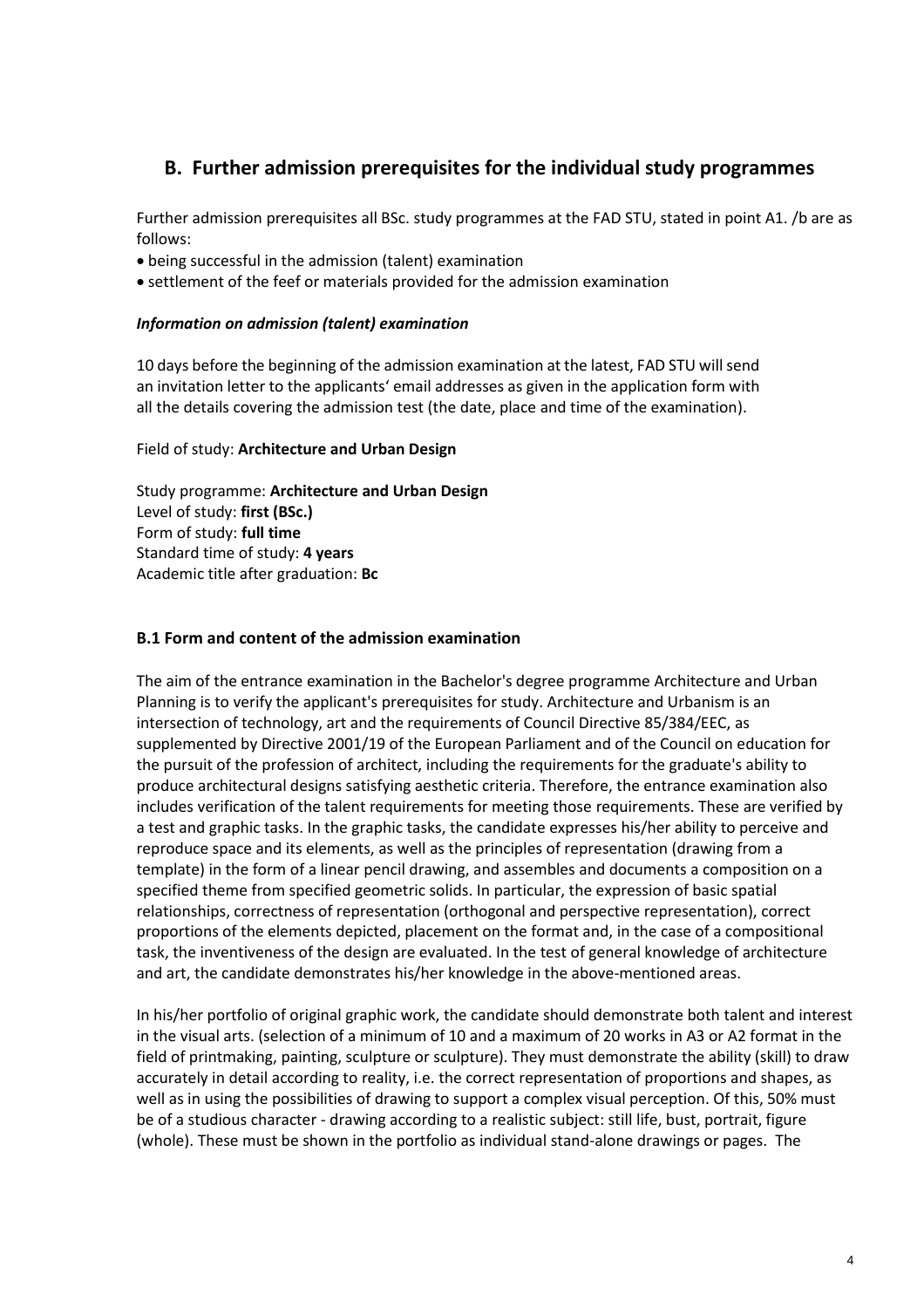## B. Further admission prerequisites for the individual study programmes

Further admission prerequisites all BSc. study programmes at the FAD STU, stated in point A1. /b are as follows:

- being successful in the admission (talent) examination
- settlement of the feef or materials provided for the admission examination

***Information on admission (talent) examination***

10 days before the beginning of the admission examination at the latest, FAD STU will send an invitation letter to the applicants' email addresses as given in the application form with all the details covering the admission test (the date, place and time of the examination).

Field of study: **Architecture and Urban Design**

Study programme: **Architecture and Urban Design**
Level of study: **first (BSc.)**
Form of study: **full time**
Standard time of study: **4 years**
Academic title after graduation: **Bc**

### B.1 Form and content of the admission examination

The aim of the entrance examination in the Bachelor's degree programme Architecture and Urban Planning is to verify the applicant's prerequisites for study. Architecture and Urbanism is an intersection of technology, art and the requirements of Council Directive 85/384/EEC, as supplemented by Directive 2001/19 of the European Parliament and of the Council on education for the pursuit of the profession of architect, including the requirements for the graduate's ability to produce architectural designs satisfying aesthetic criteria. Therefore, the entrance examination also includes verification of the talent requirements for meeting those requirements. These are verified by a test and graphic tasks. In the graphic tasks, the candidate expresses his/her ability to perceive and reproduce space and its elements, as well as the principles of representation (drawing from a template) in the form of a linear pencil drawing, and assembles and documents a composition on a specified theme from specified geometric solids. In particular, the expression of basic spatial relationships, correctness of representation (orthogonal and perspective representation), correct proportions of the elements depicted, placement on the format and, in the case of a compositional task, the inventiveness of the design are evaluated. In the test of general knowledge of architecture and art, the candidate demonstrates his/her knowledge in the above-mentioned areas.

In his/her portfolio of original graphic work, the candidate should demonstrate both talent and interest in the visual arts. (selection of a minimum of 10 and a maximum of 20 works in A3 or A2 format in the field of printmaking, painting, sculpture or sculpture). They must demonstrate the ability (skill) to draw accurately in detail according to reality, i.e. the correct representation of proportions and shapes, as well as in using the possibilities of drawing to support a complex visual perception. Of this, 50% must be of a studious character - drawing according to a realistic subject: still life, bust, portrait, figure (whole). These must be shown in the portfolio as individual stand-alone drawings or pages. The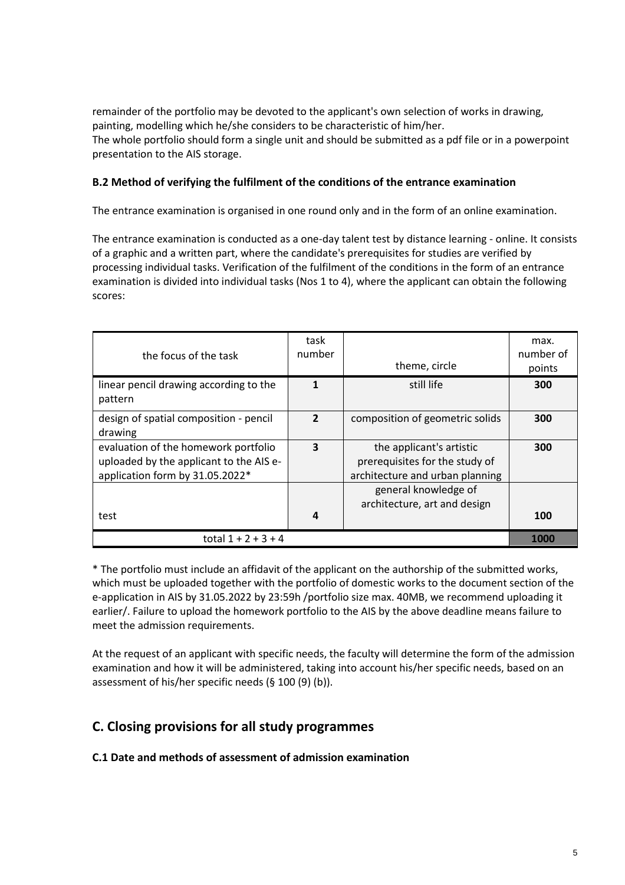remainder of the portfolio may be devoted to the applicant's own selection of works in drawing, painting, modelling which he/she considers to be characteristic of him/her.
The whole portfolio should form a single unit and should be submitted as a pdf file or in a powerpoint presentation to the AIS storage.

### B.2 Method of verifying the fulfilment of the conditions of the entrance examination

The entrance examination is organised in one round only and in the form of an online examination.

The entrance examination is conducted as a one-day talent test by distance learning - online. It consists of a graphic and a written part, where the candidate's prerequisites for studies are verified by processing individual tasks. Verification of the fulfilment of the conditions in the form of an entrance examination is divided into individual tasks (Nos 1 to 4), where the applicant can obtain the following scores:

| the focus of the task | task number | theme, circle | max. number of points |
|---|---|---|---|
| linear pencil drawing according to the pattern | **1** | still life | **300** |
| design of spatial composition - pencil drawing | **2** | composition of geometric solids | **300** |
| evaluation of the homework portfolio uploaded by the applicant to the AIS e-application form by 31.05.2022* | **3** | the applicant's artistic prerequisites for the study of architecture and urban planning | **300** |
| test | **4** | general knowledge of architecture, art and design | **100** |
| total 1 + 2 + 3 + 4 | | | **1000** |

* The portfolio must include an affidavit of the applicant on the authorship of the submitted works, which must be uploaded together with the portfolio of domestic works to the document section of the e-application in AIS by 31.05.2022 by 23:59h /portfolio size max. 40MB, we recommend uploading it earlier/. Failure to upload the homework portfolio to the AIS by the above deadline means failure to meet the admission requirements.

At the request of an applicant with specific needs, the faculty will determine the form of the admission examination and how it will be administered, taking into account his/her specific needs, based on an assessment of his/her specific needs (§ 100 (9) (b)).

## C. Closing provisions for all study programmes

### C.1 Date and methods of assessment of admission examination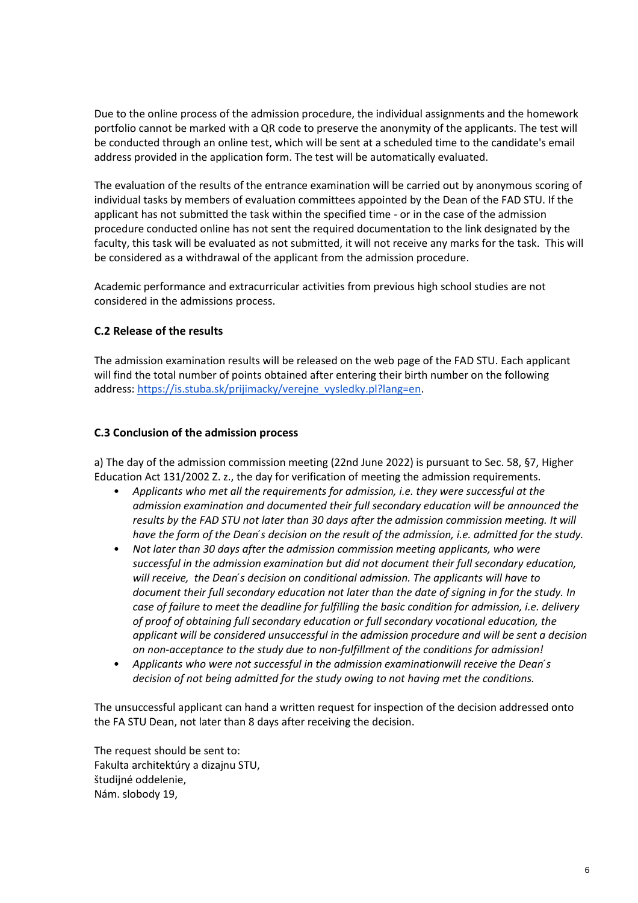Due to the online process of the admission procedure, the individual assignments and the homework portfolio cannot be marked with a QR code to preserve the anonymity of the applicants. The test will be conducted through an online test, which will be sent at a scheduled time to the candidate's email address provided in the application form. The test will be automatically evaluated.

The evaluation of the results of the entrance examination will be carried out by anonymous scoring of individual tasks by members of evaluation committees appointed by the Dean of the FAD STU. If the applicant has not submitted the task within the specified time - or in the case of the admission procedure conducted online has not sent the required documentation to the link designated by the faculty, this task will be evaluated as not submitted, it will not receive any marks for the task. This will be considered as a withdrawal of the applicant from the admission procedure.

Academic performance and extracurricular activities from previous high school studies are not considered in the admissions process.

### C.2 Release of the results

The admission examination results will be released on the web page of the FAD STU. Each applicant will find the total number of points obtained after entering their birth number on the following address: [https://is.stuba.sk/prijimacky/verejne_vysledky.pl?lang=en](https://is.stuba.sk/prijimacky/verejne_vysledky.pl?lang=en).

### C.3 Conclusion of the admission process

a) The day of the admission commission meeting (22nd June 2022) is pursuant to Sec. 58, §7, Higher Education Act 131/2002 Z. z., the day for verification of meeting the admission requirements.

- *Applicants who met all the requirements for admission, i.e. they were successful at the admission examination and documented their full secondary education will be announced the results by the FAD STU not later than 30 days after the admission commission meeting. It will have the form of the Dean´s decision on the result of the admission, i.e. admitted for the study.*
- *Not later than 30 days after the admission commission meeting applicants, who were successful in the admission examination but did not document their full secondary education, will receive, the Dean´s decision on conditional admission. The applicants will have to document their full secondary education not later than the date of signing in for the study. In case of failure to meet the deadline for fulfilling the basic condition for admission, i.e. delivery of proof of obtaining full secondary education or full secondary vocational education, the applicant will be considered unsuccessful in the admission procedure and will be sent a decision on non-acceptance to the study due to non-fulfillment of the conditions for admission!*
- *Applicants who were not successful in the admission examinationwill receive the Dean´s decision of not being admitted for the study owing to not having met the conditions.*

The unsuccessful applicant can hand a written request for inspection of the decision addressed onto the FA STU Dean, not later than 8 days after receiving the decision.

The request should be sent to:
Fakulta architektúry a dizajnu STU,
študijné oddelenie,
Nám. slobody 19,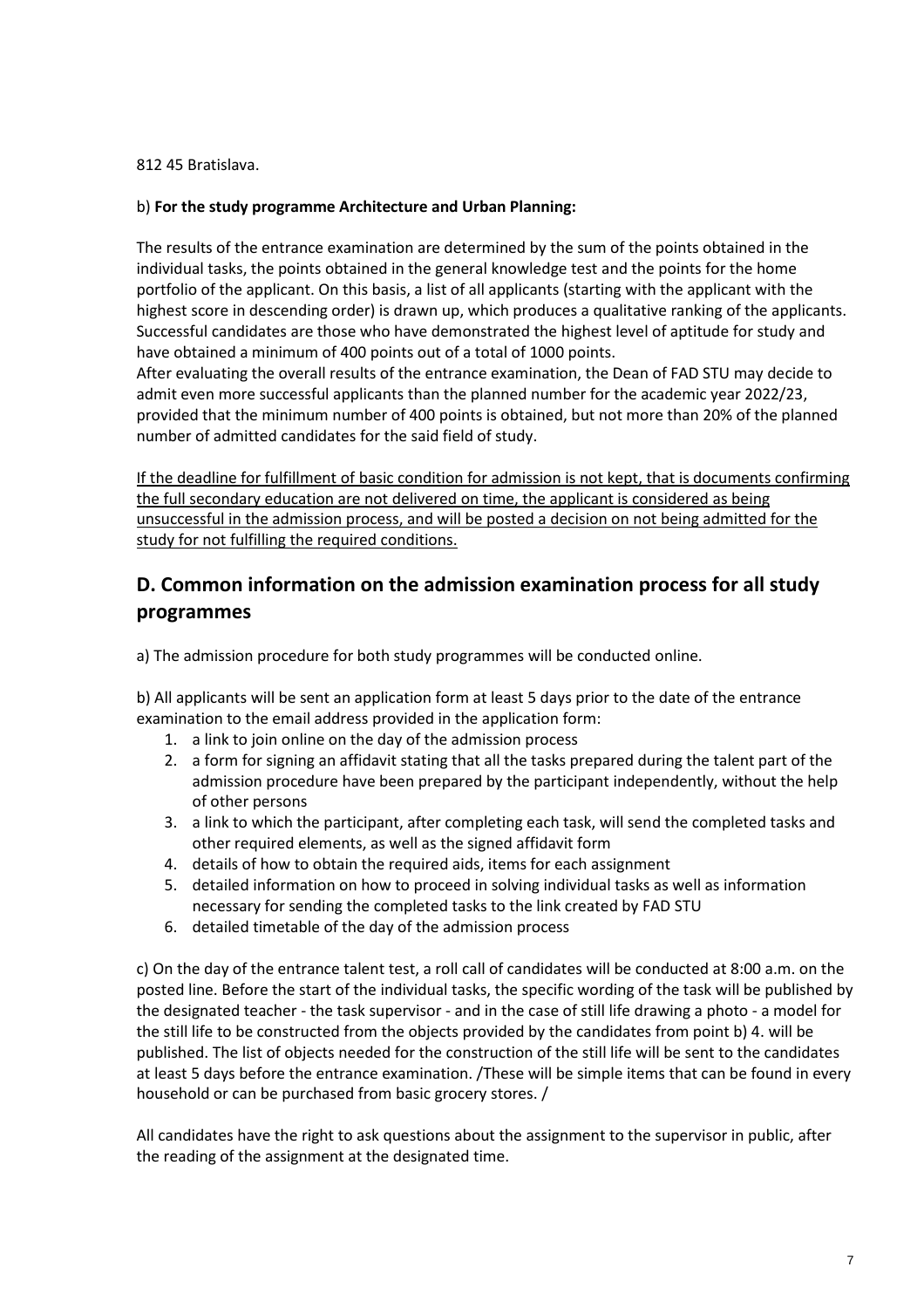812 45 Bratislava.

b) **For the study programme Architecture and Urban Planning:**

The results of the entrance examination are determined by the sum of the points obtained in the individual tasks, the points obtained in the general knowledge test and the points for the home portfolio of the applicant. On this basis, a list of all applicants (starting with the applicant with the highest score in descending order) is drawn up, which produces a qualitative ranking of the applicants. Successful candidates are those who have demonstrated the highest level of aptitude for study and have obtained a minimum of 400 points out of a total of 1000 points.
After evaluating the overall results of the entrance examination, the Dean of FAD STU may decide to admit even more successful applicants than the planned number for the academic year 2022/23, provided that the minimum number of 400 points is obtained, but not more than 20% of the planned number of admitted candidates for the said field of study.

If the deadline for fulfillment of basic condition for admission is not kept, that is documents confirming the full secondary education are not delivered on time, the applicant is considered as being unsuccessful in the admission process, and will be posted a decision on not being admitted for the study for not fulfilling the required conditions.

## D. Common information on the admission examination process for all study programmes

a) The admission procedure for both study programmes will be conducted online.

b) All applicants will be sent an application form at least 5 days prior to the date of the entrance examination to the email address provided in the application form:

1. a link to join online on the day of the admission process
2. a form for signing an affidavit stating that all the tasks prepared during the talent part of the admission procedure have been prepared by the participant independently, without the help of other persons
3. a link to which the participant, after completing each task, will send the completed tasks and other required elements, as well as the signed affidavit form
4. details of how to obtain the required aids, items for each assignment
5. detailed information on how to proceed in solving individual tasks as well as information necessary for sending the completed tasks to the link created by FAD STU
6. detailed timetable of the day of the admission process

c) On the day of the entrance talent test, a roll call of candidates will be conducted at 8:00 a.m. on the posted line. Before the start of the individual tasks, the specific wording of the task will be published by the designated teacher - the task supervisor - and in the case of still life drawing a photo - a model for the still life to be constructed from the objects provided by the candidates from point b) 4. will be published. The list of objects needed for the construction of the still life will be sent to the candidates at least 5 days before the entrance examination. /These will be simple items that can be found in every household or can be purchased from basic grocery stores. /

All candidates have the right to ask questions about the assignment to the supervisor in public, after the reading of the assignment at the designated time.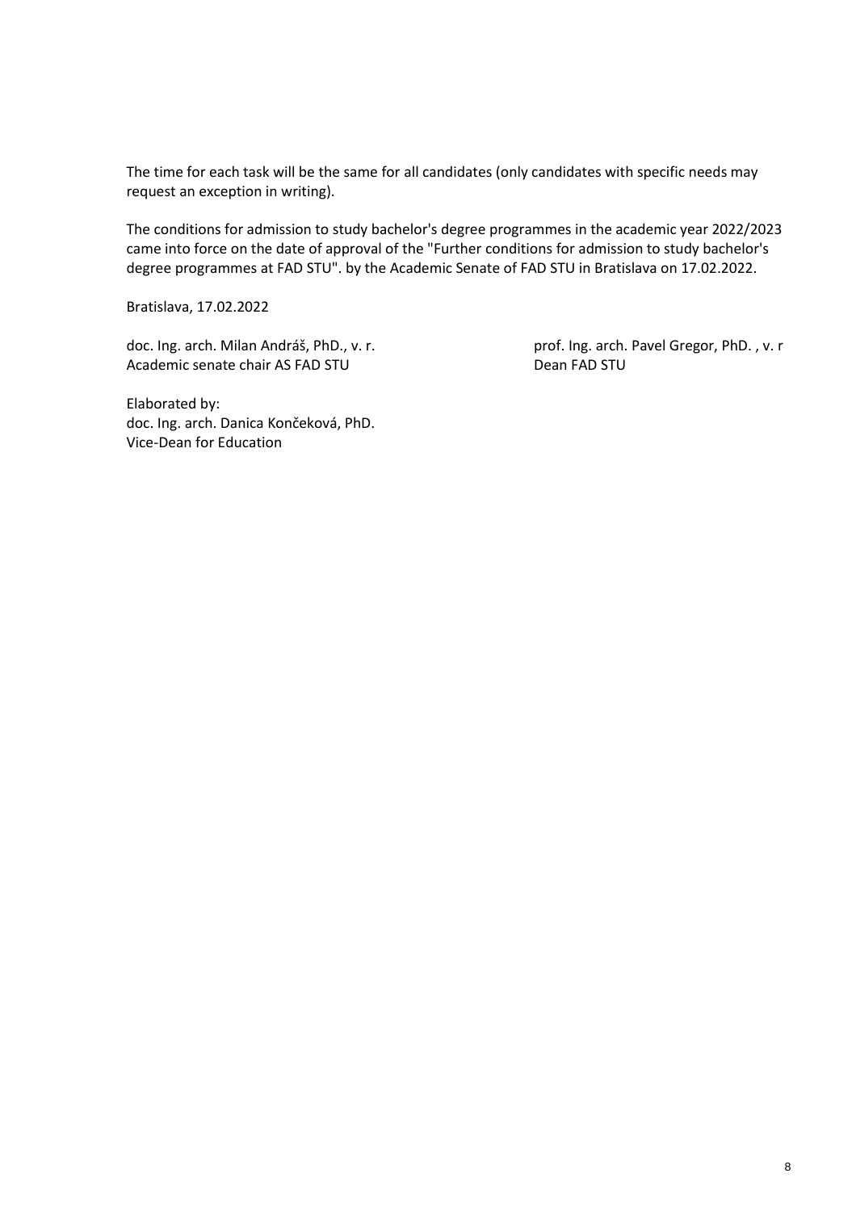The time for each task will be the same for all candidates (only candidates with specific needs may request an exception in writing).

The conditions for admission to study bachelor's degree programmes in the academic year 2022/2023 came into force on the date of approval of the "Further conditions for admission to study bachelor's degree programmes at FAD STU". by the Academic Senate of FAD STU in Bratislava on 17.02.2022.

Bratislava, 17.02.2022

doc. Ing. arch. Milan Andráš, PhD., v. r.
Academic senate chair AS FAD STU

prof. Ing. arch. Pavel Gregor, PhD. , v. r
Dean FAD STU

Elaborated by:
doc. Ing. arch. Danica Končeková, PhD.
Vice-Dean for Education